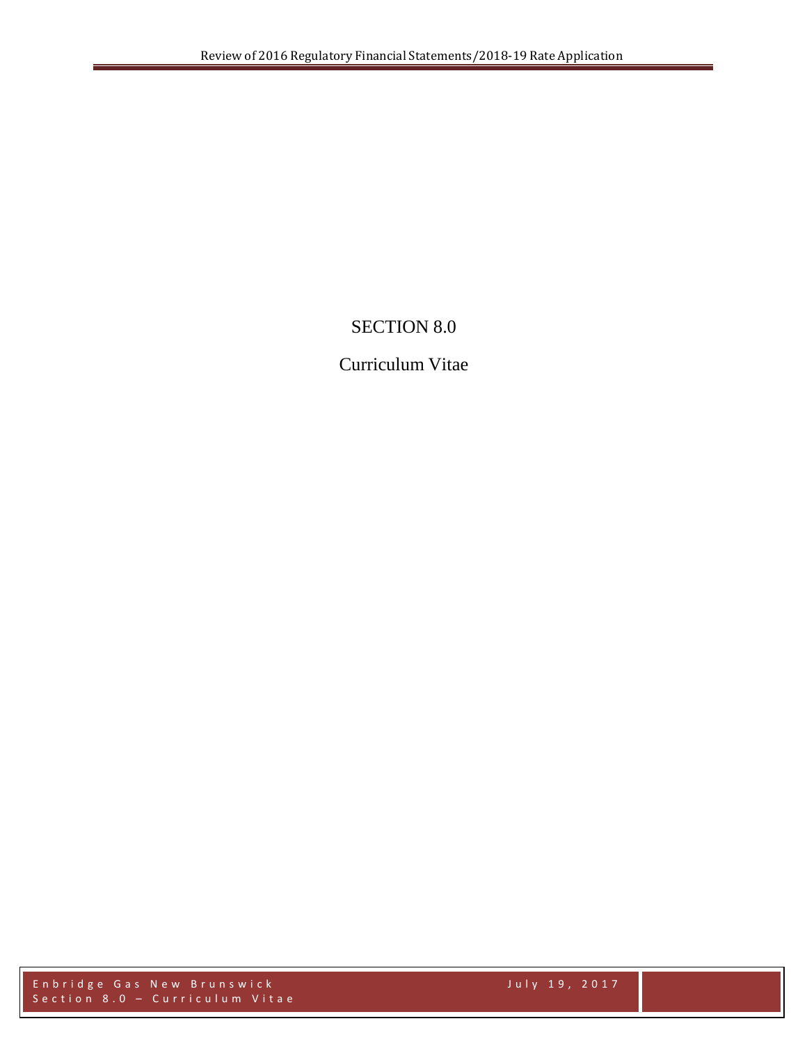# SECTION 8.0

## Curriculum Vitae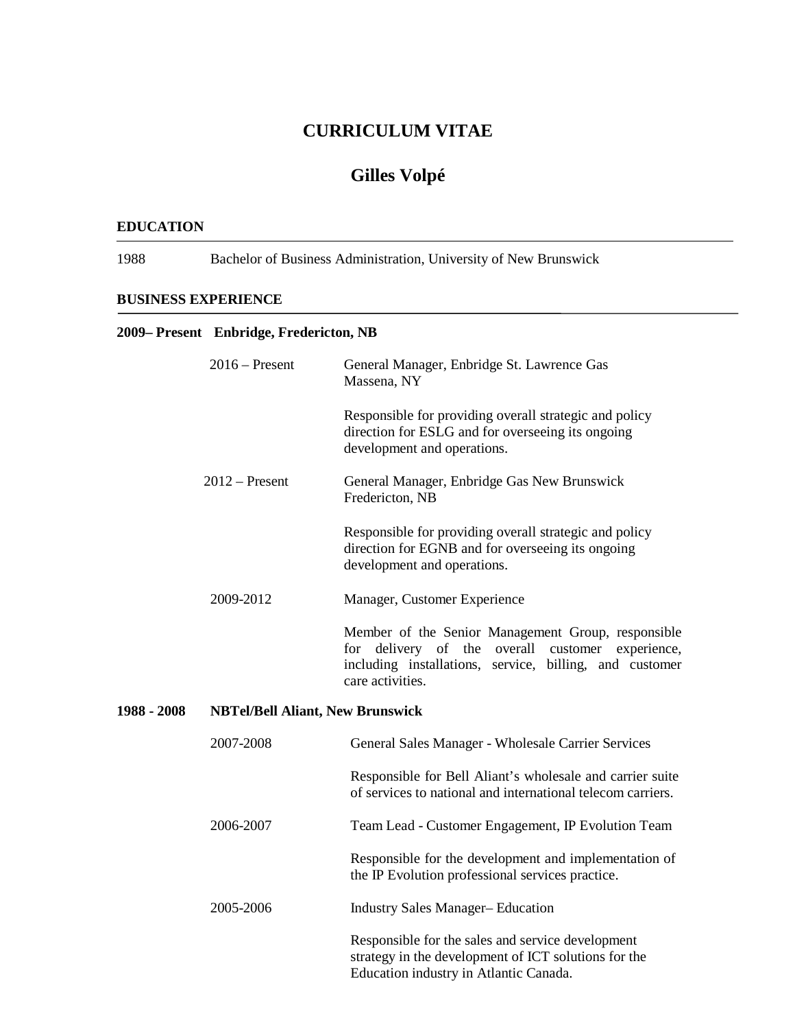# CURRICULUM VITAE

## Gilles Volpé

### EDUCATION

1988 Bachelor of Business Administration, University of New Brunswick

### BUSINESS EXPERIENCE

**2009– Present Enbridge, Fredericton, NB**

2016 – Present — General Manager, Enbridge St. Lawrence Gas
Massena, NY

Responsible for providing overall strategic and policy direction for ESLG and for overseeing its ongoing development and operations.

2012 – Present — General Manager, Enbridge Gas New Brunswick
Fredericton, NB

Responsible for providing overall strategic and policy direction for EGNB and for overseeing its ongoing development and operations.

2009-2012 — Manager, Customer Experience

Member of the Senior Management Group, responsible for delivery of the overall customer experience, including installations, service, billing, and customer care activities.

**1988 - 2008 NBTel/Bell Aliant, New Brunswick**

2007-2008 — General Sales Manager - Wholesale Carrier Services

Responsible for Bell Aliant's wholesale and carrier suite of services to national and international telecom carriers.

2006-2007 — Team Lead - Customer Engagement, IP Evolution Team

Responsible for the development and implementation of the IP Evolution professional services practice.

2005-2006 — Industry Sales Manager– Education

Responsible for the sales and service development strategy in the development of ICT solutions for the Education industry in Atlantic Canada.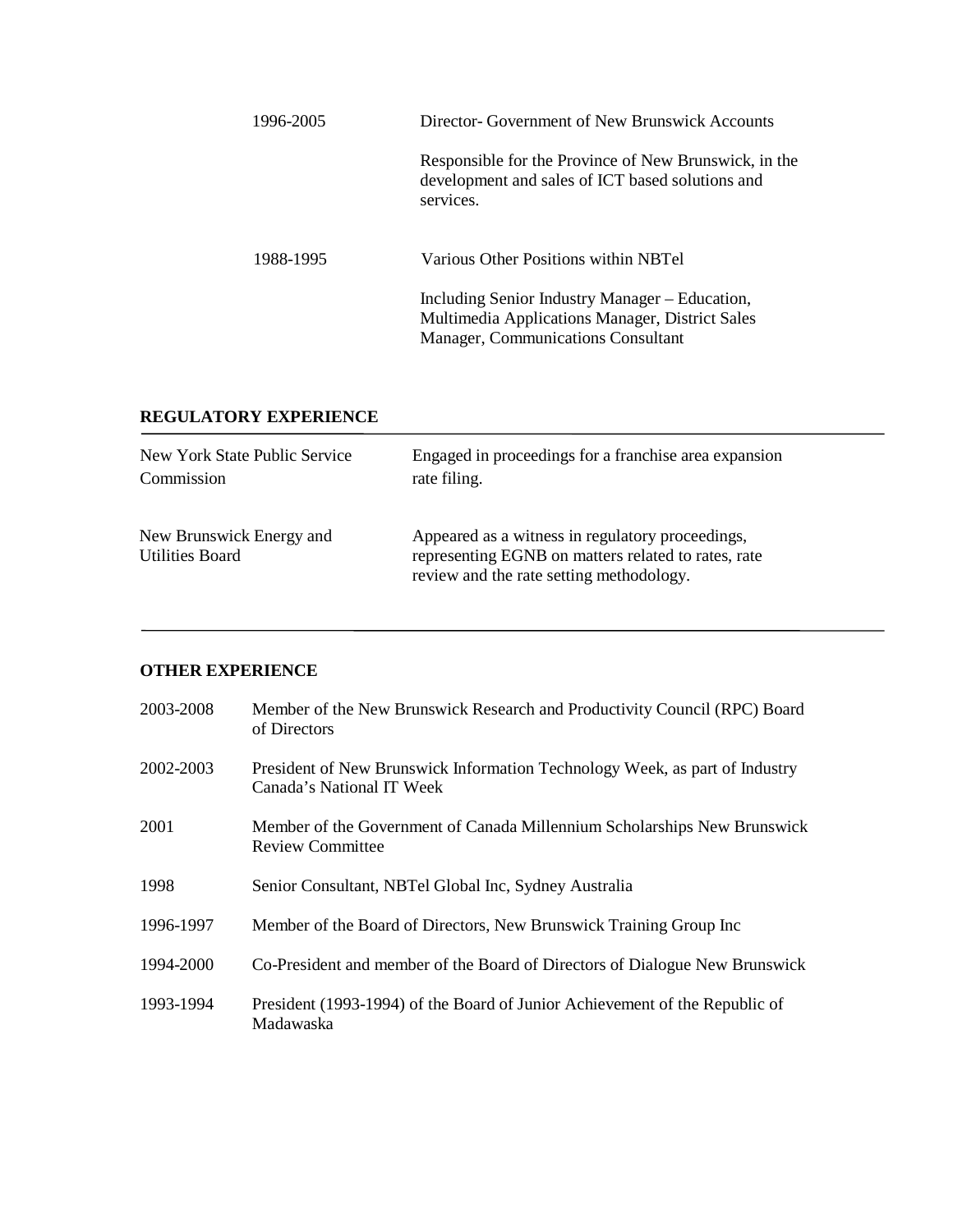| | |
|---|---|
| 1996-2005 | Director- Government of New Brunswick Accounts<br><br>Responsible for the Province of New Brunswick, in the development and sales of ICT based solutions and services. |
| 1988-1995 | Various Other Positions within NBTel<br><br>Including Senior Industry Manager – Education, Multimedia Applications Manager, District Sales Manager, Communications Consultant |

## REGULATORY EXPERIENCE

| | |
|---|---|
| New York State Public Service Commission | Engaged in proceedings for a franchise area expansion rate filing. |
| New Brunswick Energy and Utilities Board | Appeared as a witness in regulatory proceedings, representing EGNB on matters related to rates, rate review and the rate setting methodology. |

## OTHER EXPERIENCE

| | |
|---|---|
| 2003-2008 | Member of the New Brunswick Research and Productivity Council (RPC) Board of Directors |
| 2002-2003 | President of New Brunswick Information Technology Week, as part of Industry Canada's National IT Week |
| 2001 | Member of the Government of Canada Millennium Scholarships New Brunswick Review Committee |
| 1998 | Senior Consultant, NBTel Global Inc, Sydney Australia |
| 1996-1997 | Member of the Board of Directors, New Brunswick Training Group Inc |
| 1994-2000 | Co-President and member of the Board of Directors of Dialogue New Brunswick |
| 1993-1994 | President (1993-1994) of the Board of Junior Achievement of the Republic of Madawaska |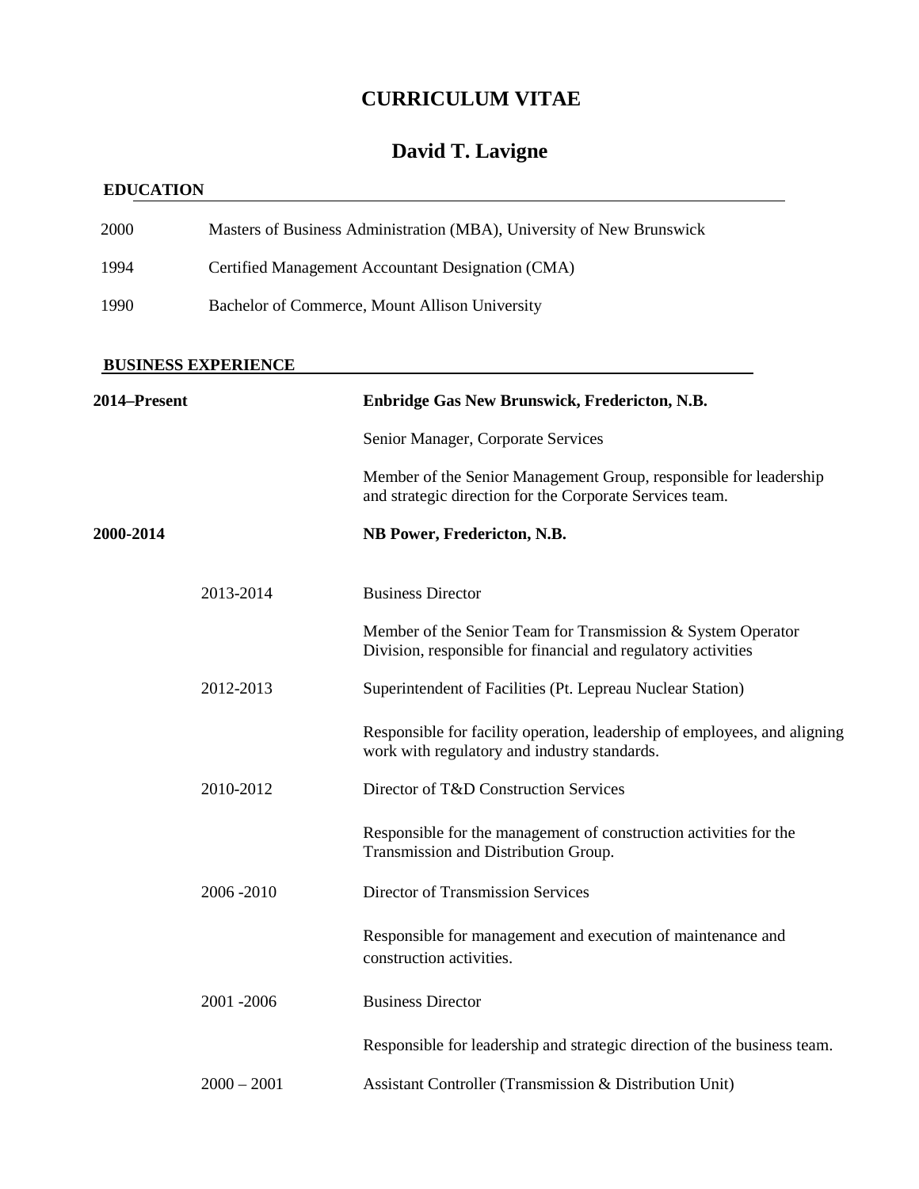# CURRICULUM VITAE

## David T. Lavigne

### EDUCATION

| | |
|---|---|
| 2000 | Masters of Business Administration (MBA), University of New Brunswick |
| 1994 | Certified Management Accountant Designation (CMA) |
| 1990 | Bachelor of Commerce, Mount Allison University |

### BUSINESS EXPERIENCE

**2014–Present** — **Enbridge Gas New Brunswick, Fredericton, N.B.**

Senior Manager, Corporate Services

Member of the Senior Management Group, responsible for leadership and strategic direction for the Corporate Services team.

**2000-2014** — **NB Power, Fredericton, N.B.**

2013-2014 — Business Director

Member of the Senior Team for Transmission & System Operator Division, responsible for financial and regulatory activities

2012-2013 — Superintendent of Facilities (Pt. Lepreau Nuclear Station)

Responsible for facility operation, leadership of employees, and aligning work with regulatory and industry standards.

2010-2012 — Director of T&D Construction Services

Responsible for the management of construction activities for the Transmission and Distribution Group.

2006 -2010 — Director of Transmission Services

Responsible for management and execution of maintenance and construction activities.

2001 -2006 — Business Director

Responsible for leadership and strategic direction of the business team.

2000 – 2001 — Assistant Controller (Transmission & Distribution Unit)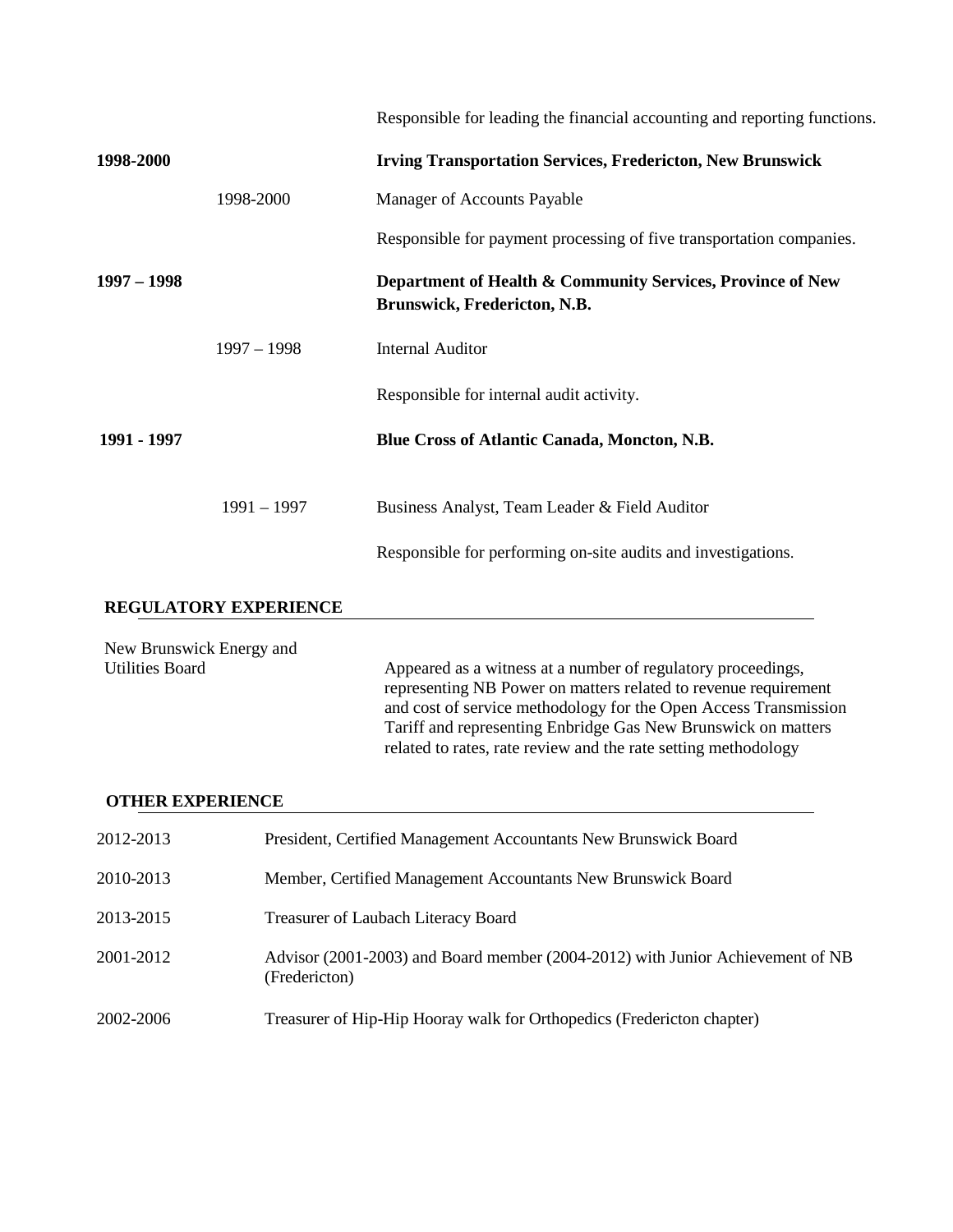Responsible for leading the financial accounting and reporting functions.

**1998-2000** **Irving Transportation Services, Fredericton, New Brunswick**

1998-2000 Manager of Accounts Payable

Responsible for payment processing of five transportation companies.

**1997 – 1998** **Department of Health & Community Services, Province of New Brunswick, Fredericton, N.B.**

1997 – 1998 Internal Auditor

Responsible for internal audit activity.

**1991 - 1997** **Blue Cross of Atlantic Canada, Moncton, N.B.**

1991 – 1997 Business Analyst, Team Leader & Field Auditor

Responsible for performing on-site audits and investigations.

## REGULATORY EXPERIENCE

New Brunswick Energy and Utilities Board

Appeared as a witness at a number of regulatory proceedings, representing NB Power on matters related to revenue requirement and cost of service methodology for the Open Access Transmission Tariff and representing Enbridge Gas New Brunswick on matters related to rates, rate review and the rate setting methodology

## OTHER EXPERIENCE

| | |
|---|---|
| 2012-2013 | President, Certified Management Accountants New Brunswick Board |
| 2010-2013 | Member, Certified Management Accountants New Brunswick Board |
| 2013-2015 | Treasurer of Laubach Literacy Board |
| 2001-2012 | Advisor (2001-2003) and Board member (2004-2012) with Junior Achievement of NB (Fredericton) |
| 2002-2006 | Treasurer of Hip-Hip Hooray walk for Orthopedics (Fredericton chapter) |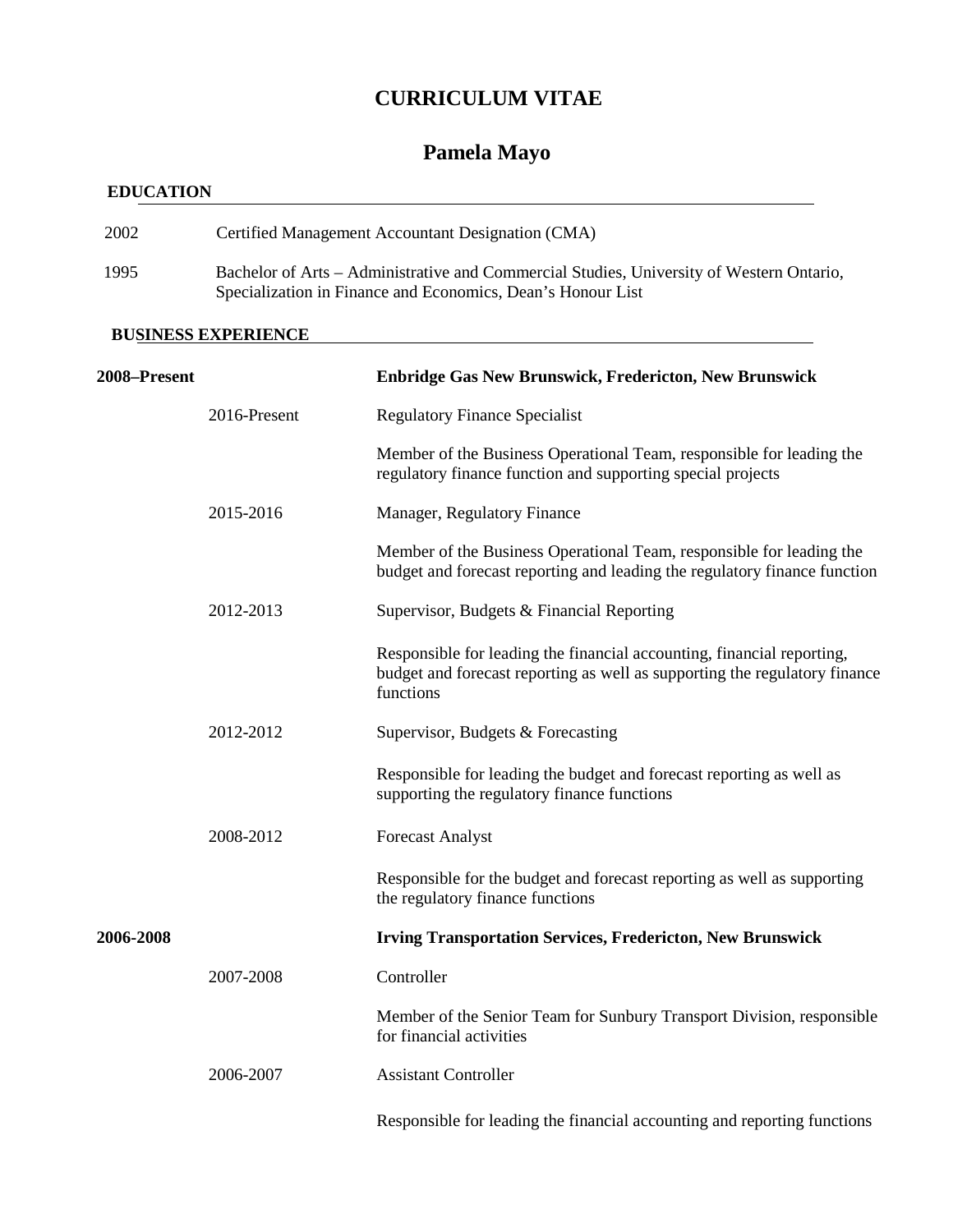# CURRICULUM VITAE

## Pamela Mayo

### EDUCATION

2002 Certified Management Accountant Designation (CMA)

1995 Bachelor of Arts – Administrative and Commercial Studies, University of Western Ontario, Specialization in Finance and Economics, Dean's Honour List

### BUSINESS EXPERIENCE

**2008–Present** **Enbridge Gas New Brunswick, Fredericton, New Brunswick**

2016-Present Regulatory Finance Specialist

Member of the Business Operational Team, responsible for leading the regulatory finance function and supporting special projects

2015-2016 Manager, Regulatory Finance

Member of the Business Operational Team, responsible for leading the budget and forecast reporting and leading the regulatory finance function

2012-2013 Supervisor, Budgets & Financial Reporting

Responsible for leading the financial accounting, financial reporting, budget and forecast reporting as well as supporting the regulatory finance functions

2012-2012 Supervisor, Budgets & Forecasting

Responsible for leading the budget and forecast reporting as well as supporting the regulatory finance functions

2008-2012 Forecast Analyst

Responsible for the budget and forecast reporting as well as supporting the regulatory finance functions

**2006-2008** **Irving Transportation Services, Fredericton, New Brunswick**

2007-2008 Controller

Member of the Senior Team for Sunbury Transport Division, responsible for financial activities

2006-2007 Assistant Controller

Responsible for leading the financial accounting and reporting functions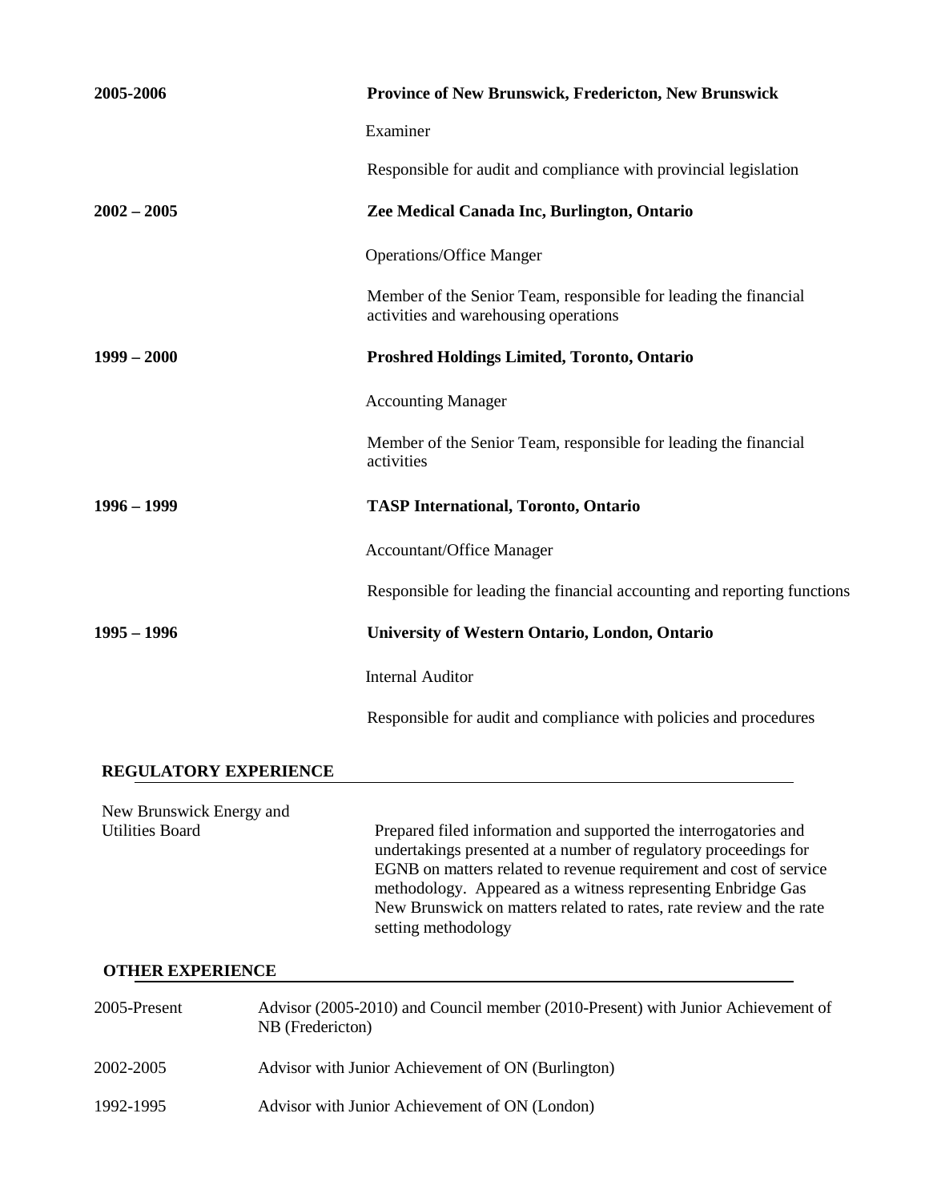**2005-2006** **Province of New Brunswick, Fredericton, New Brunswick**

Examiner

Responsible for audit and compliance with provincial legislation

**2002 – 2005** **Zee Medical Canada Inc, Burlington, Ontario**

Operations/Office Manger

Member of the Senior Team, responsible for leading the financial activities and warehousing operations

**1999 – 2000** **Proshred Holdings Limited, Toronto, Ontario**

Accounting Manager

Member of the Senior Team, responsible for leading the financial activities

**1996 – 1999** **TASP International, Toronto, Ontario**

Accountant/Office Manager

Responsible for leading the financial accounting and reporting functions

**1995 – 1996** **University of Western Ontario, London, Ontario**

Internal Auditor

Responsible for audit and compliance with policies and procedures

## REGULATORY EXPERIENCE

New Brunswick Energy and Utilities Board

Prepared filed information and supported the interrogatories and undertakings presented at a number of regulatory proceedings for EGNB on matters related to revenue requirement and cost of service methodology. Appeared as a witness representing Enbridge Gas New Brunswick on matters related to rates, rate review and the rate setting methodology

## OTHER EXPERIENCE

| | |
|---|---|
| 2005-Present | Advisor (2005-2010) and Council member (2010-Present) with Junior Achievement of NB (Fredericton) |
| 2002-2005 | Advisor with Junior Achievement of ON (Burlington) |
| 1992-1995 | Advisor with Junior Achievement of ON (London) |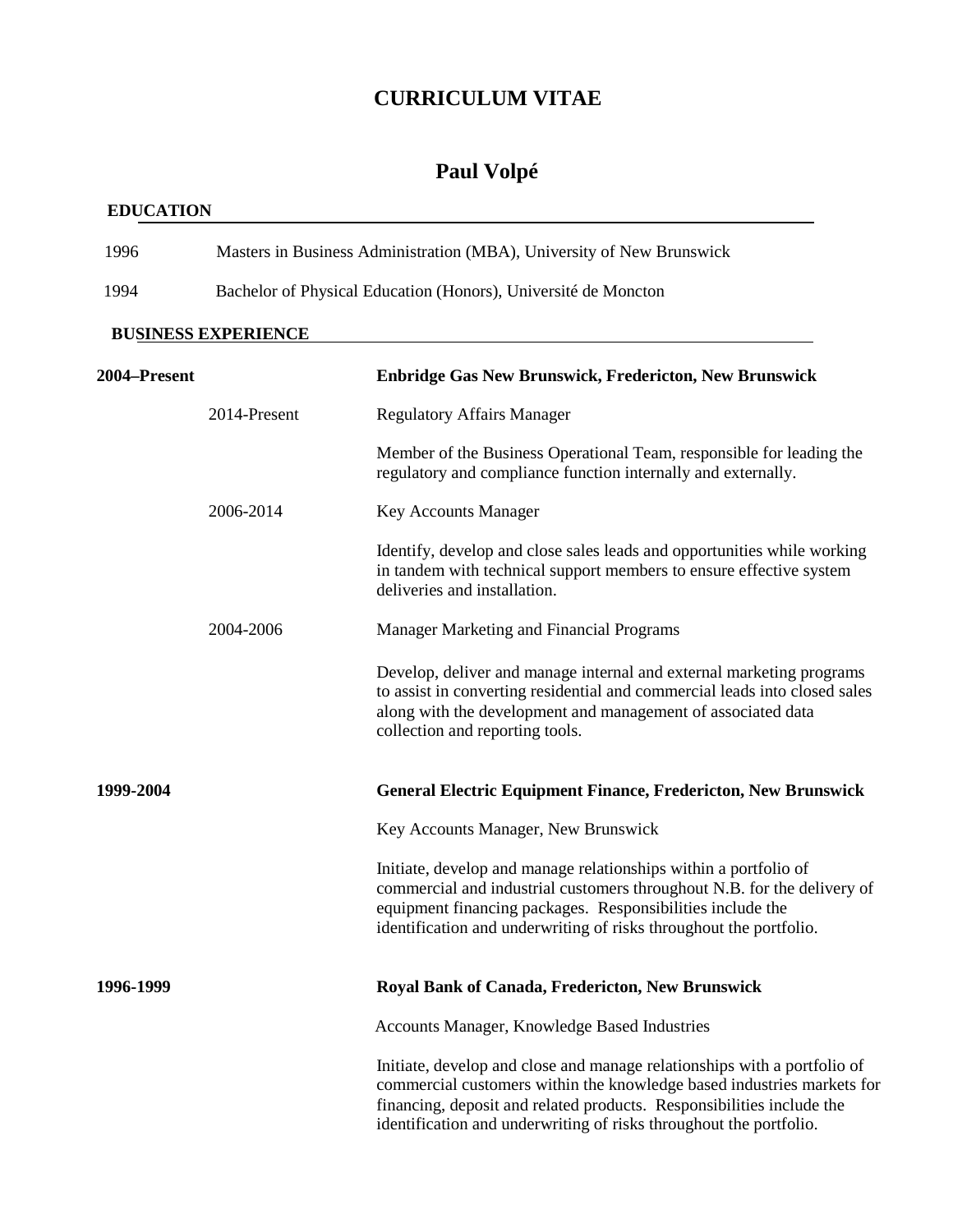# CURRICULUM VITAE

## Paul Volpé

### EDUCATION

1996 Masters in Business Administration (MBA), University of New Brunswick

1994 Bachelor of Physical Education (Honors), Université de Moncton

### BUSINESS EXPERIENCE

**2004–Present** **Enbridge Gas New Brunswick, Fredericton, New Brunswick**

2014-Present Regulatory Affairs Manager

Member of the Business Operational Team, responsible for leading the regulatory and compliance function internally and externally.

2006-2014 Key Accounts Manager

Identify, develop and close sales leads and opportunities while working in tandem with technical support members to ensure effective system deliveries and installation.

2004-2006 Manager Marketing and Financial Programs

Develop, deliver and manage internal and external marketing programs to assist in converting residential and commercial leads into closed sales along with the development and management of associated data collection and reporting tools.

**1999-2004** **General Electric Equipment Finance, Fredericton, New Brunswick**

Key Accounts Manager, New Brunswick

Initiate, develop and manage relationships within a portfolio of commercial and industrial customers throughout N.B. for the delivery of equipment financing packages. Responsibilities include the identification and underwriting of risks throughout the portfolio.

**1996-1999** **Royal Bank of Canada, Fredericton, New Brunswick**

Accounts Manager, Knowledge Based Industries

Initiate, develop and close and manage relationships with a portfolio of commercial customers within the knowledge based industries markets for financing, deposit and related products. Responsibilities include the identification and underwriting of risks throughout the portfolio.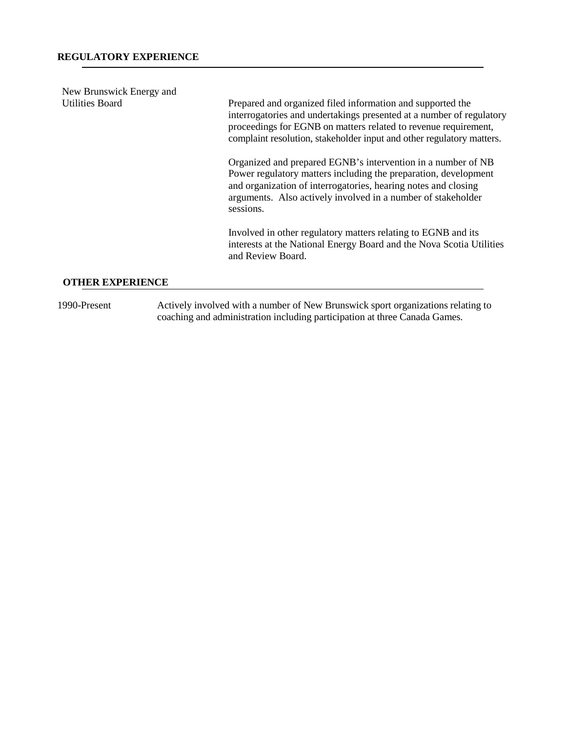## REGULATORY EXPERIENCE

**New Brunswick Energy and Utilities Board**

Prepared and organized filed information and supported the interrogatories and undertakings presented at a number of regulatory proceedings for EGNB on matters related to revenue requirement, complaint resolution, stakeholder input and other regulatory matters.

Organized and prepared EGNB's intervention in a number of NB Power regulatory matters including the preparation, development and organization of interrogatories, hearing notes and closing arguments. Also actively involved in a number of stakeholder sessions.

Involved in other regulatory matters relating to EGNB and its interests at the National Energy Board and the Nova Scotia Utilities and Review Board.

## OTHER EXPERIENCE

**1990-Present**

Actively involved with a number of New Brunswick sport organizations relating to coaching and administration including participation at three Canada Games.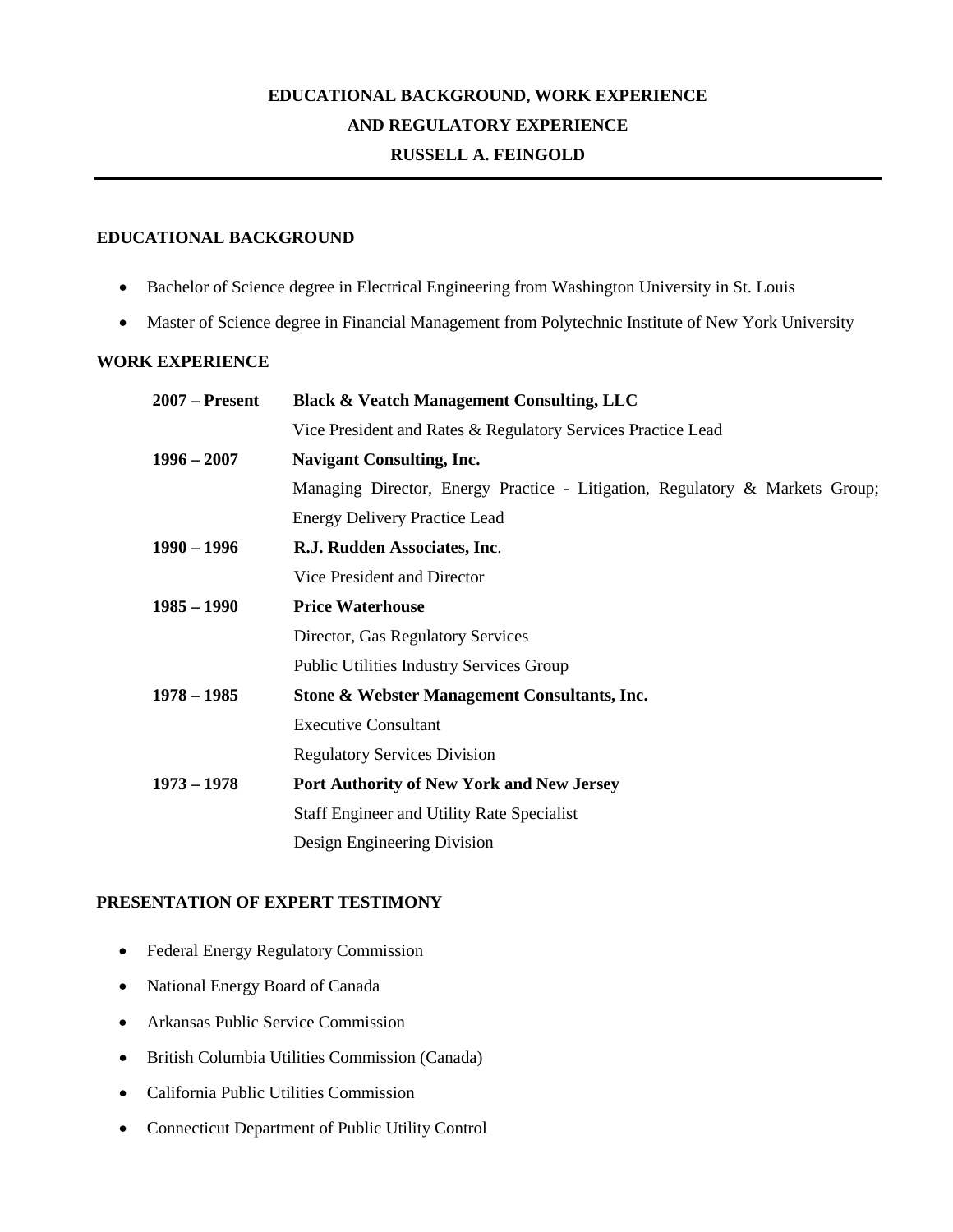**EDUCATIONAL BACKGROUND, WORK EXPERIENCE**
**AND REGULATORY EXPERIENCE**
**RUSSELL A. FEINGOLD**

---

## EDUCATIONAL BACKGROUND

- Bachelor of Science degree in Electrical Engineering from Washington University in St. Louis
- Master of Science degree in Financial Management from Polytechnic Institute of New York University

## WORK EXPERIENCE

| | |
|---|---|
| **2007 – Present** | **Black & Veatch Management Consulting, LLC** |
| | Vice President and Rates & Regulatory Services Practice Lead |
| **1996 – 2007** | **Navigant Consulting, Inc.** |
| | Managing Director, Energy Practice - Litigation, Regulatory & Markets Group; Energy Delivery Practice Lead |
| **1990 – 1996** | **R.J. Rudden Associates, Inc**. |
| | Vice President and Director |
| **1985 – 1990** | **Price Waterhouse** |
| | Director, Gas Regulatory Services |
| | Public Utilities Industry Services Group |
| **1978 – 1985** | **Stone & Webster Management Consultants, Inc.** |
| | Executive Consultant |
| | Regulatory Services Division |
| **1973 – 1978** | **Port Authority of New York and New Jersey** |
| | Staff Engineer and Utility Rate Specialist |
| | Design Engineering Division |

## PRESENTATION OF EXPERT TESTIMONY

- Federal Energy Regulatory Commission
- National Energy Board of Canada
- Arkansas Public Service Commission
- British Columbia Utilities Commission (Canada)
- California Public Utilities Commission
- Connecticut Department of Public Utility Control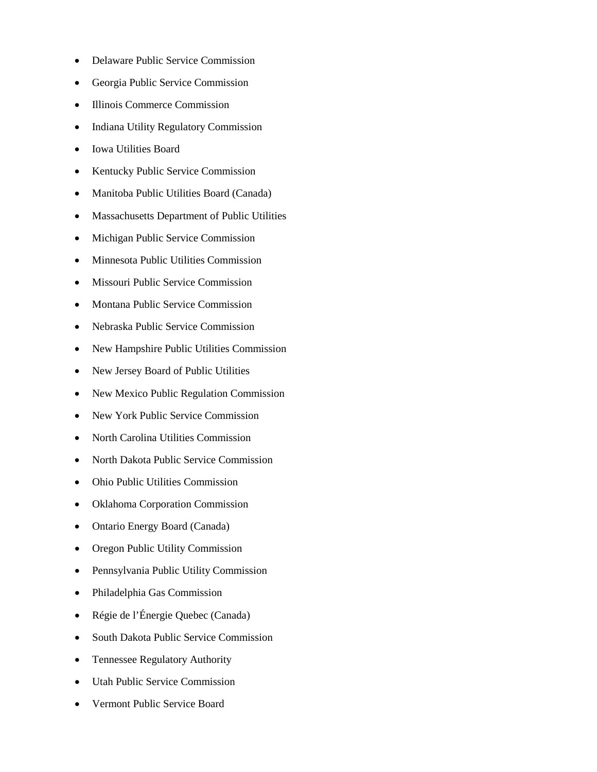- Delaware Public Service Commission
- Georgia Public Service Commission
- Illinois Commerce Commission
- Indiana Utility Regulatory Commission
- Iowa Utilities Board
- Kentucky Public Service Commission
- Manitoba Public Utilities Board (Canada)
- Massachusetts Department of Public Utilities
- Michigan Public Service Commission
- Minnesota Public Utilities Commission
- Missouri Public Service Commission
- Montana Public Service Commission
- Nebraska Public Service Commission
- New Hampshire Public Utilities Commission
- New Jersey Board of Public Utilities
- New Mexico Public Regulation Commission
- New York Public Service Commission
- North Carolina Utilities Commission
- North Dakota Public Service Commission
- Ohio Public Utilities Commission
- Oklahoma Corporation Commission
- Ontario Energy Board (Canada)
- Oregon Public Utility Commission
- Pennsylvania Public Utility Commission
- Philadelphia Gas Commission
- Régie de l'Énergie Quebec (Canada)
- South Dakota Public Service Commission
- Tennessee Regulatory Authority
- Utah Public Service Commission
- Vermont Public Service Board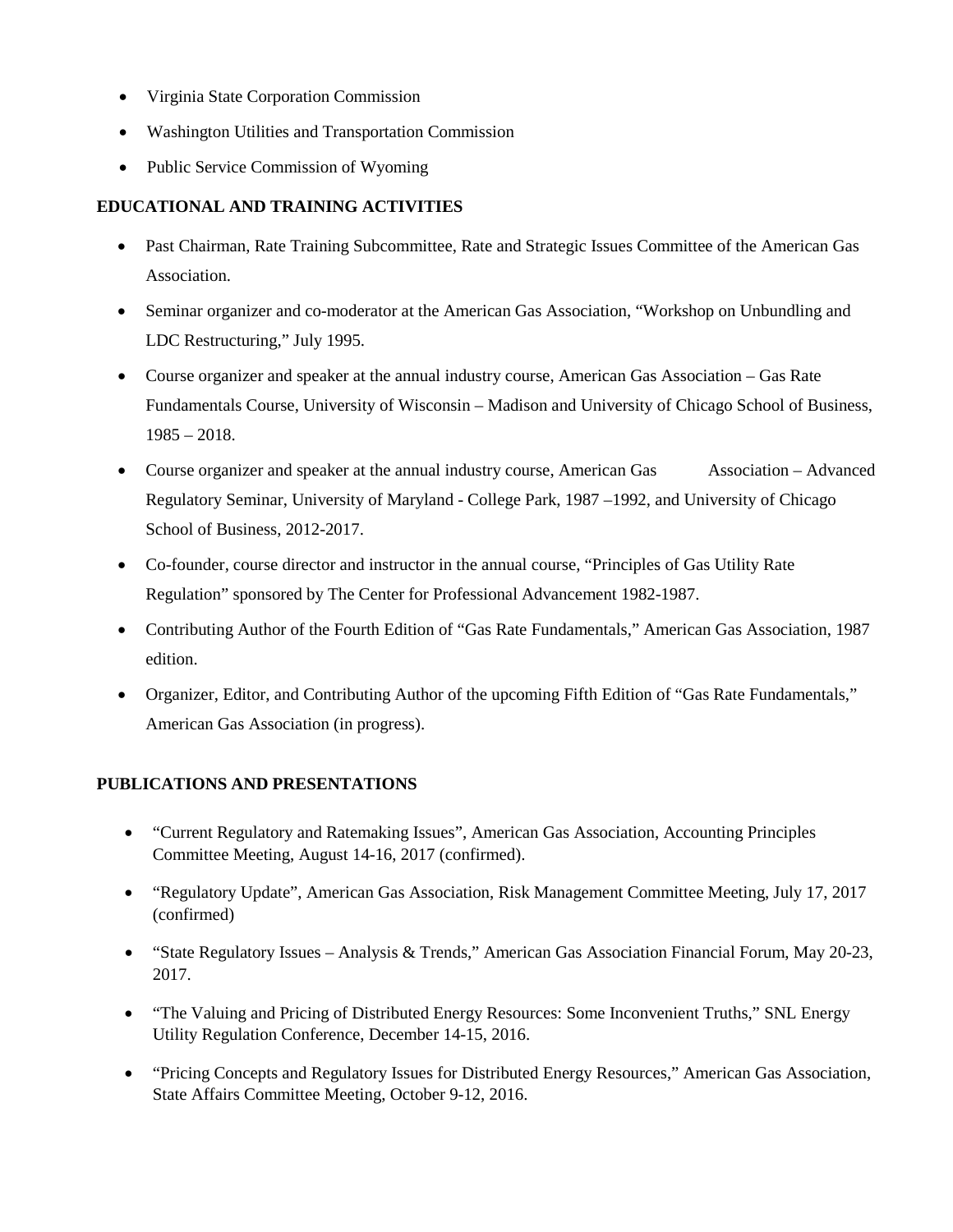- Virginia State Corporation Commission
- Washington Utilities and Transportation Commission
- Public Service Commission of Wyoming

**EDUCATIONAL AND TRAINING ACTIVITIES**

- Past Chairman, Rate Training Subcommittee, Rate and Strategic Issues Committee of the American Gas Association.
- Seminar organizer and co-moderator at the American Gas Association, "Workshop on Unbundling and LDC Restructuring," July 1995.
- Course organizer and speaker at the annual industry course, American Gas Association – Gas Rate Fundamentals Course, University of Wisconsin – Madison and University of Chicago School of Business, 1985 – 2018.
- Course organizer and speaker at the annual industry course, American Gas Association – Advanced Regulatory Seminar, University of Maryland - College Park, 1987 –1992, and University of Chicago School of Business, 2012-2017.
- Co-founder, course director and instructor in the annual course, "Principles of Gas Utility Rate Regulation" sponsored by The Center for Professional Advancement 1982-1987.
- Contributing Author of the Fourth Edition of "Gas Rate Fundamentals," American Gas Association, 1987 edition.
- Organizer, Editor, and Contributing Author of the upcoming Fifth Edition of "Gas Rate Fundamentals," American Gas Association (in progress).

**PUBLICATIONS AND PRESENTATIONS**

- "Current Regulatory and Ratemaking Issues", American Gas Association, Accounting Principles Committee Meeting, August 14-16, 2017 (confirmed).
- "Regulatory Update", American Gas Association, Risk Management Committee Meeting, July 17, 2017 (confirmed)
- "State Regulatory Issues – Analysis & Trends," American Gas Association Financial Forum, May 20-23, 2017.
- "The Valuing and Pricing of Distributed Energy Resources: Some Inconvenient Truths," SNL Energy Utility Regulation Conference, December 14-15, 2016.
- "Pricing Concepts and Regulatory Issues for Distributed Energy Resources," American Gas Association, State Affairs Committee Meeting, October 9-12, 2016.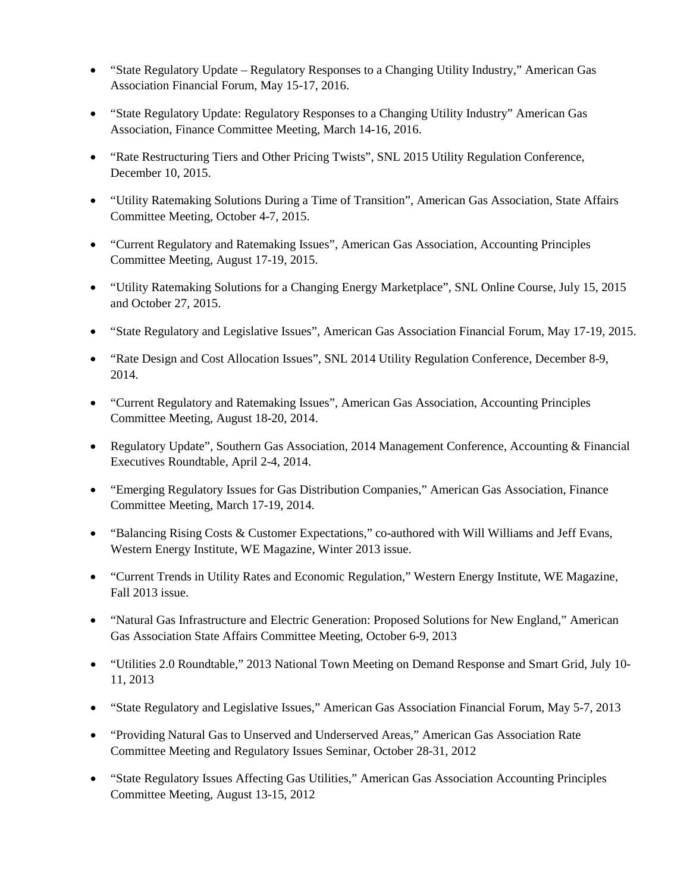- "State Regulatory Update – Regulatory Responses to a Changing Utility Industry," American Gas Association Financial Forum, May 15-17, 2016.
- "State Regulatory Update: Regulatory Responses to a Changing Utility Industry" American Gas Association, Finance Committee Meeting, March 14-16, 2016.
- "Rate Restructuring Tiers and Other Pricing Twists", SNL 2015 Utility Regulation Conference, December 10, 2015.
- "Utility Ratemaking Solutions During a Time of Transition", American Gas Association, State Affairs Committee Meeting, October 4-7, 2015.
- "Current Regulatory and Ratemaking Issues", American Gas Association, Accounting Principles Committee Meeting, August 17-19, 2015.
- "Utility Ratemaking Solutions for a Changing Energy Marketplace", SNL Online Course, July 15, 2015 and October 27, 2015.
- "State Regulatory and Legislative Issues", American Gas Association Financial Forum, May 17-19, 2015.
- "Rate Design and Cost Allocation Issues", SNL 2014 Utility Regulation Conference, December 8-9, 2014.
- "Current Regulatory and Ratemaking Issues", American Gas Association, Accounting Principles Committee Meeting, August 18-20, 2014.
- Regulatory Update", Southern Gas Association, 2014 Management Conference, Accounting & Financial Executives Roundtable, April 2-4, 2014.
- "Emerging Regulatory Issues for Gas Distribution Companies," American Gas Association, Finance Committee Meeting, March 17-19, 2014.
- "Balancing Rising Costs & Customer Expectations," co-authored with Will Williams and Jeff Evans, Western Energy Institute, WE Magazine, Winter 2013 issue.
- "Current Trends in Utility Rates and Economic Regulation," Western Energy Institute, WE Magazine, Fall 2013 issue.
- "Natural Gas Infrastructure and Electric Generation: Proposed Solutions for New England," American Gas Association State Affairs Committee Meeting, October 6-9, 2013
- "Utilities 2.0 Roundtable," 2013 National Town Meeting on Demand Response and Smart Grid, July 10-11, 2013
- "State Regulatory and Legislative Issues," American Gas Association Financial Forum, May 5-7, 2013
- "Providing Natural Gas to Unserved and Underserved Areas," American Gas Association Rate Committee Meeting and Regulatory Issues Seminar, October 28-31, 2012
- "State Regulatory Issues Affecting Gas Utilities," American Gas Association Accounting Principles Committee Meeting, August 13-15, 2012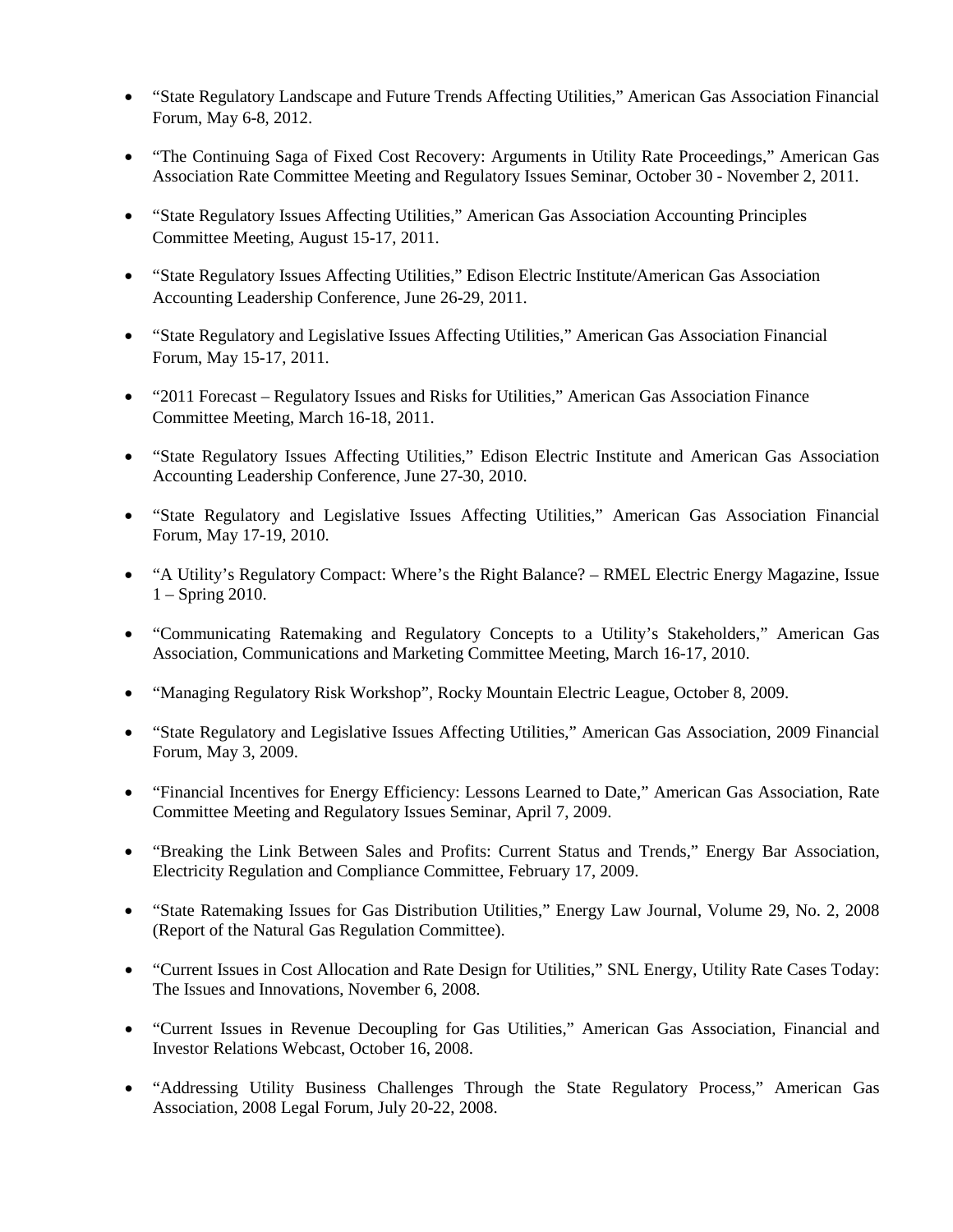- "State Regulatory Landscape and Future Trends Affecting Utilities," American Gas Association Financial Forum, May 6-8, 2012.

- "The Continuing Saga of Fixed Cost Recovery: Arguments in Utility Rate Proceedings," American Gas Association Rate Committee Meeting and Regulatory Issues Seminar, October 30 - November 2, 2011.

- "State Regulatory Issues Affecting Utilities," American Gas Association Accounting Principles Committee Meeting, August 15-17, 2011.

- "State Regulatory Issues Affecting Utilities," Edison Electric Institute/American Gas Association Accounting Leadership Conference, June 26-29, 2011.

- "State Regulatory and Legislative Issues Affecting Utilities," American Gas Association Financial Forum, May 15-17, 2011.

- "2011 Forecast – Regulatory Issues and Risks for Utilities," American Gas Association Finance Committee Meeting, March 16-18, 2011.

- "State Regulatory Issues Affecting Utilities," Edison Electric Institute and American Gas Association Accounting Leadership Conference, June 27-30, 2010.

- "State Regulatory and Legislative Issues Affecting Utilities," American Gas Association Financial Forum, May 17-19, 2010.

- "A Utility's Regulatory Compact: Where's the Right Balance? – RMEL Electric Energy Magazine, Issue 1 – Spring 2010.

- "Communicating Ratemaking and Regulatory Concepts to a Utility's Stakeholders," American Gas Association, Communications and Marketing Committee Meeting, March 16-17, 2010.

- "Managing Regulatory Risk Workshop", Rocky Mountain Electric League, October 8, 2009.

- "State Regulatory and Legislative Issues Affecting Utilities," American Gas Association, 2009 Financial Forum, May 3, 2009.

- "Financial Incentives for Energy Efficiency: Lessons Learned to Date," American Gas Association, Rate Committee Meeting and Regulatory Issues Seminar, April 7, 2009.

- "Breaking the Link Between Sales and Profits: Current Status and Trends," Energy Bar Association, Electricity Regulation and Compliance Committee, February 17, 2009.

- "State Ratemaking Issues for Gas Distribution Utilities," Energy Law Journal, Volume 29, No. 2, 2008 (Report of the Natural Gas Regulation Committee).

- "Current Issues in Cost Allocation and Rate Design for Utilities," SNL Energy, Utility Rate Cases Today: The Issues and Innovations, November 6, 2008.

- "Current Issues in Revenue Decoupling for Gas Utilities," American Gas Association, Financial and Investor Relations Webcast, October 16, 2008.

- "Addressing Utility Business Challenges Through the State Regulatory Process," American Gas Association, 2008 Legal Forum, July 20-22, 2008.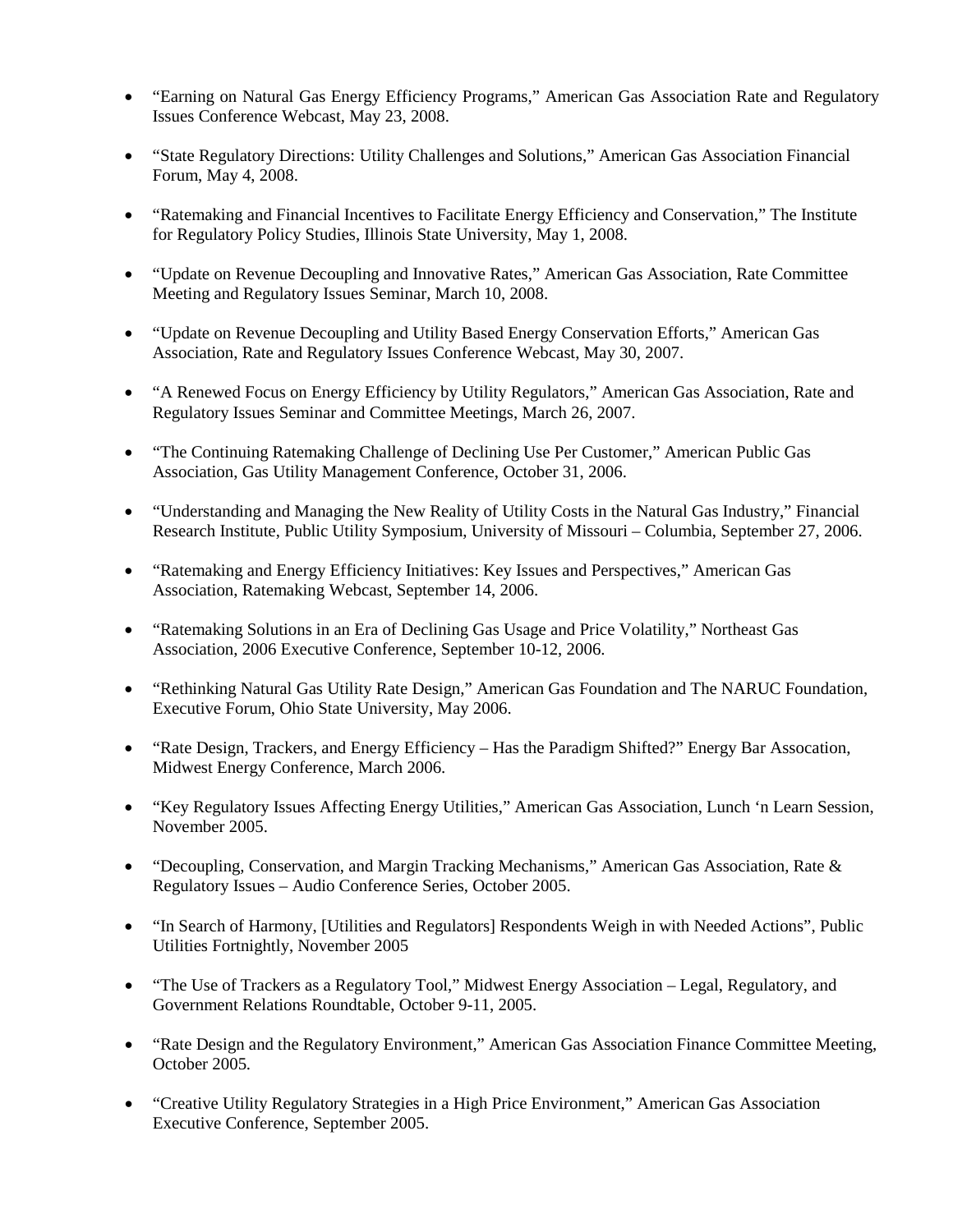- "Earning on Natural Gas Energy Efficiency Programs," American Gas Association Rate and Regulatory Issues Conference Webcast, May 23, 2008.

- "State Regulatory Directions: Utility Challenges and Solutions," American Gas Association Financial Forum, May 4, 2008.

- "Ratemaking and Financial Incentives to Facilitate Energy Efficiency and Conservation," The Institute for Regulatory Policy Studies, Illinois State University, May 1, 2008.

- "Update on Revenue Decoupling and Innovative Rates," American Gas Association, Rate Committee Meeting and Regulatory Issues Seminar, March 10, 2008.

- "Update on Revenue Decoupling and Utility Based Energy Conservation Efforts," American Gas Association, Rate and Regulatory Issues Conference Webcast, May 30, 2007.

- "A Renewed Focus on Energy Efficiency by Utility Regulators," American Gas Association, Rate and Regulatory Issues Seminar and Committee Meetings, March 26, 2007.

- "The Continuing Ratemaking Challenge of Declining Use Per Customer," American Public Gas Association, Gas Utility Management Conference, October 31, 2006.

- "Understanding and Managing the New Reality of Utility Costs in the Natural Gas Industry," Financial Research Institute, Public Utility Symposium, University of Missouri – Columbia, September 27, 2006.

- "Ratemaking and Energy Efficiency Initiatives: Key Issues and Perspectives," American Gas Association, Ratemaking Webcast, September 14, 2006.

- "Ratemaking Solutions in an Era of Declining Gas Usage and Price Volatility," Northeast Gas Association, 2006 Executive Conference, September 10-12, 2006.

- "Rethinking Natural Gas Utility Rate Design," American Gas Foundation and The NARUC Foundation, Executive Forum, Ohio State University, May 2006.

- "Rate Design, Trackers, and Energy Efficiency – Has the Paradigm Shifted?" Energy Bar Assocation, Midwest Energy Conference, March 2006.

- "Key Regulatory Issues Affecting Energy Utilities," American Gas Association, Lunch 'n Learn Session, November 2005.

- "Decoupling, Conservation, and Margin Tracking Mechanisms," American Gas Association, Rate & Regulatory Issues – Audio Conference Series, October 2005.

- "In Search of Harmony, [Utilities and Regulators] Respondents Weigh in with Needed Actions", Public Utilities Fortnightly, November 2005

- "The Use of Trackers as a Regulatory Tool," Midwest Energy Association – Legal, Regulatory, and Government Relations Roundtable, October 9-11, 2005.

- "Rate Design and the Regulatory Environment," American Gas Association Finance Committee Meeting, October 2005.

- "Creative Utility Regulatory Strategies in a High Price Environment," American Gas Association Executive Conference, September 2005.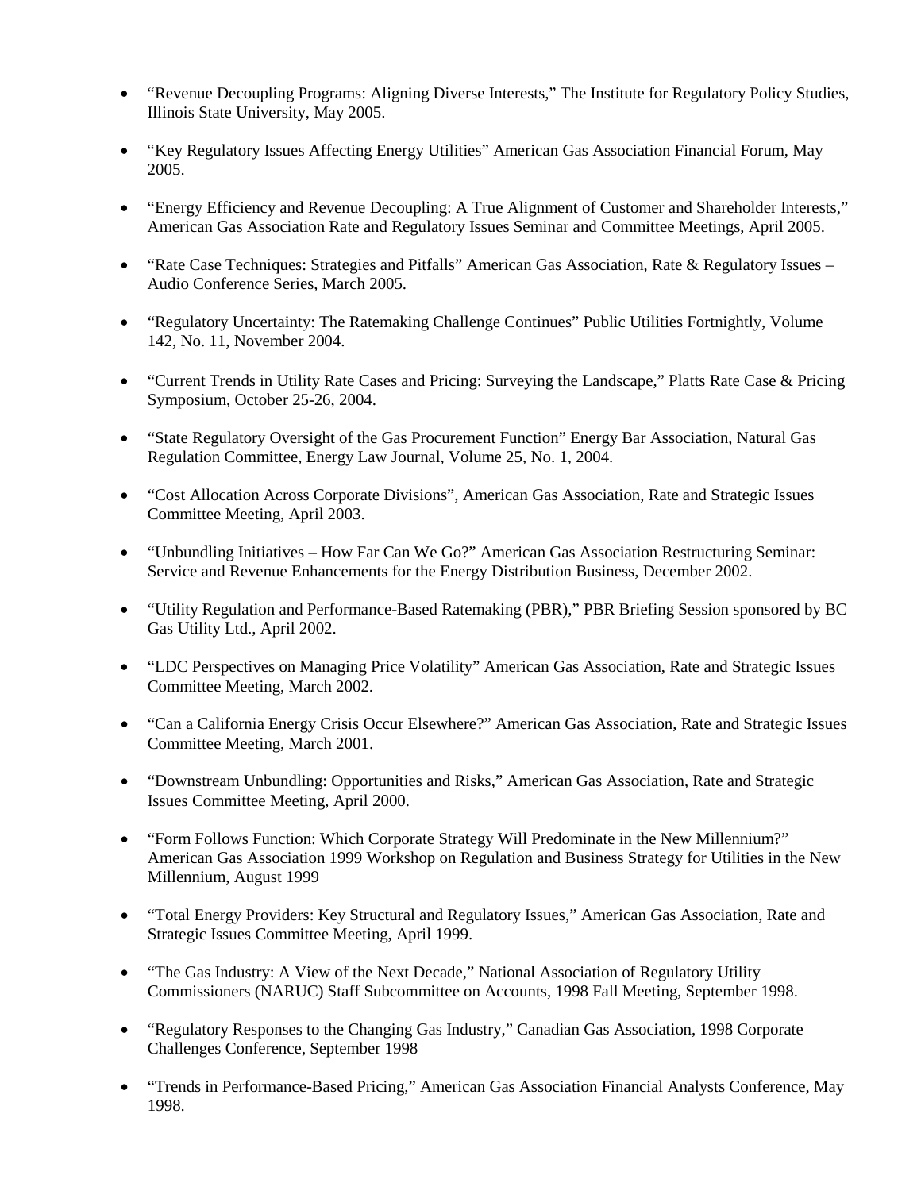- "Revenue Decoupling Programs: Aligning Diverse Interests," The Institute for Regulatory Policy Studies, Illinois State University, May 2005.

- "Key Regulatory Issues Affecting Energy Utilities" American Gas Association Financial Forum, May 2005.

- "Energy Efficiency and Revenue Decoupling: A True Alignment of Customer and Shareholder Interests," American Gas Association Rate and Regulatory Issues Seminar and Committee Meetings, April 2005.

- "Rate Case Techniques: Strategies and Pitfalls" American Gas Association, Rate & Regulatory Issues – Audio Conference Series, March 2005.

- "Regulatory Uncertainty: The Ratemaking Challenge Continues" Public Utilities Fortnightly, Volume 142, No. 11, November 2004.

- "Current Trends in Utility Rate Cases and Pricing: Surveying the Landscape," Platts Rate Case & Pricing Symposium, October 25-26, 2004.

- "State Regulatory Oversight of the Gas Procurement Function" Energy Bar Association, Natural Gas Regulation Committee, Energy Law Journal, Volume 25, No. 1, 2004.

- "Cost Allocation Across Corporate Divisions", American Gas Association, Rate and Strategic Issues Committee Meeting, April 2003.

- "Unbundling Initiatives – How Far Can We Go?" American Gas Association Restructuring Seminar: Service and Revenue Enhancements for the Energy Distribution Business, December 2002.

- "Utility Regulation and Performance-Based Ratemaking (PBR)," PBR Briefing Session sponsored by BC Gas Utility Ltd., April 2002.

- "LDC Perspectives on Managing Price Volatility" American Gas Association, Rate and Strategic Issues Committee Meeting, March 2002.

- "Can a California Energy Crisis Occur Elsewhere?" American Gas Association, Rate and Strategic Issues Committee Meeting, March 2001.

- "Downstream Unbundling: Opportunities and Risks," American Gas Association, Rate and Strategic Issues Committee Meeting, April 2000.

- "Form Follows Function: Which Corporate Strategy Will Predominate in the New Millennium?" American Gas Association 1999 Workshop on Regulation and Business Strategy for Utilities in the New Millennium, August 1999

- "Total Energy Providers: Key Structural and Regulatory Issues," American Gas Association, Rate and Strategic Issues Committee Meeting, April 1999.

- "The Gas Industry: A View of the Next Decade," National Association of Regulatory Utility Commissioners (NARUC) Staff Subcommittee on Accounts, 1998 Fall Meeting, September 1998.

- "Regulatory Responses to the Changing Gas Industry," Canadian Gas Association, 1998 Corporate Challenges Conference, September 1998

- "Trends in Performance-Based Pricing," American Gas Association Financial Analysts Conference, May 1998.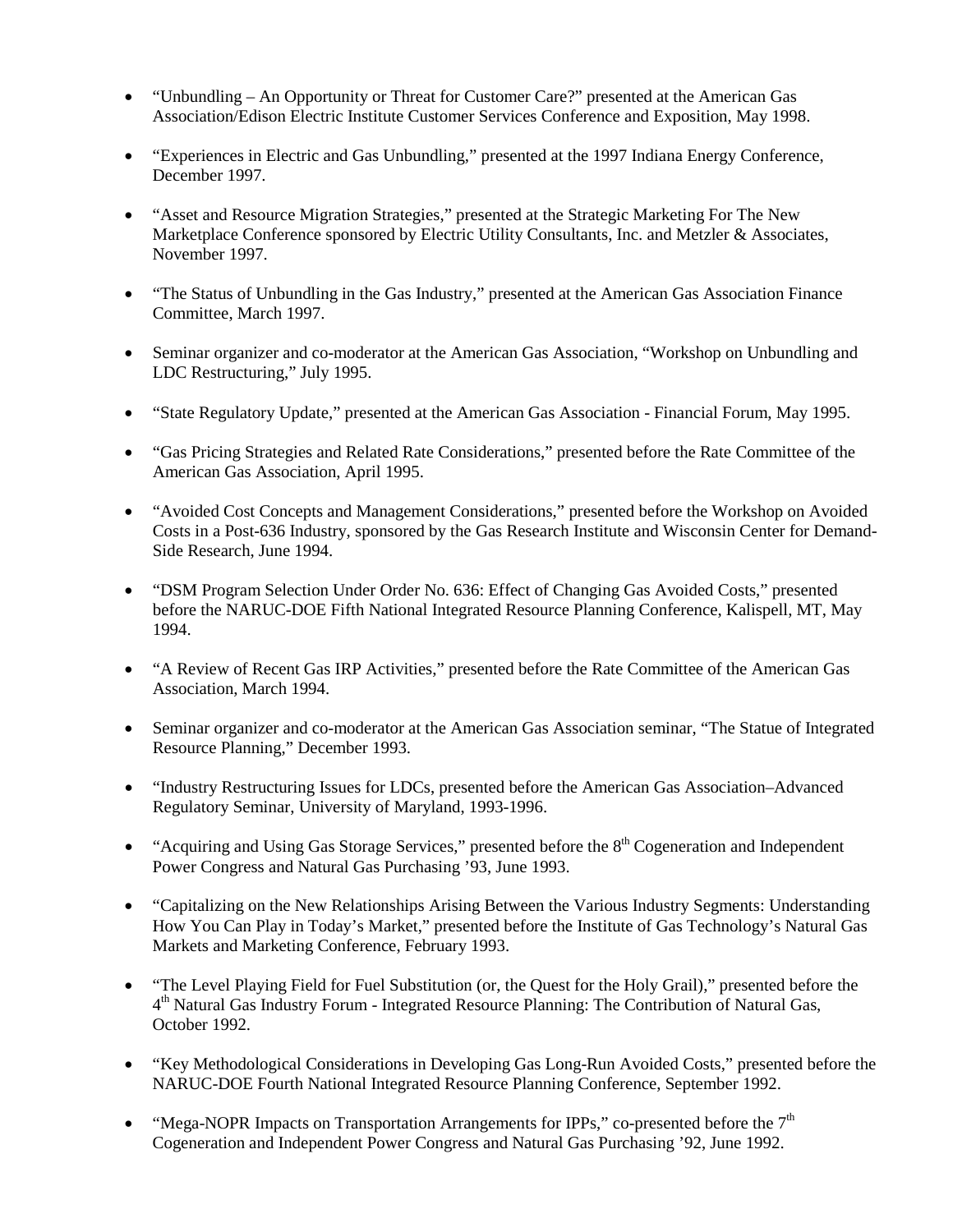- "Unbundling – An Opportunity or Threat for Customer Care?" presented at the American Gas Association/Edison Electric Institute Customer Services Conference and Exposition, May 1998.

- "Experiences in Electric and Gas Unbundling," presented at the 1997 Indiana Energy Conference, December 1997.

- "Asset and Resource Migration Strategies," presented at the Strategic Marketing For The New Marketplace Conference sponsored by Electric Utility Consultants, Inc. and Metzler & Associates, November 1997.

- "The Status of Unbundling in the Gas Industry," presented at the American Gas Association Finance Committee, March 1997.

- Seminar organizer and co-moderator at the American Gas Association, "Workshop on Unbundling and LDC Restructuring," July 1995.

- "State Regulatory Update," presented at the American Gas Association - Financial Forum, May 1995.

- "Gas Pricing Strategies and Related Rate Considerations," presented before the Rate Committee of the American Gas Association, April 1995.

- "Avoided Cost Concepts and Management Considerations," presented before the Workshop on Avoided Costs in a Post-636 Industry, sponsored by the Gas Research Institute and Wisconsin Center for Demand-Side Research, June 1994.

- "DSM Program Selection Under Order No. 636: Effect of Changing Gas Avoided Costs," presented before the NARUC-DOE Fifth National Integrated Resource Planning Conference, Kalispell, MT, May 1994.

- "A Review of Recent Gas IRP Activities," presented before the Rate Committee of the American Gas Association, March 1994.

- Seminar organizer and co-moderator at the American Gas Association seminar, "The Statue of Integrated Resource Planning," December 1993.

- "Industry Restructuring Issues for LDCs, presented before the American Gas Association–Advanced Regulatory Seminar, University of Maryland, 1993-1996.

- "Acquiring and Using Gas Storage Services," presented before the 8th Cogeneration and Independent Power Congress and Natural Gas Purchasing '93, June 1993.

- "Capitalizing on the New Relationships Arising Between the Various Industry Segments: Understanding How You Can Play in Today's Market," presented before the Institute of Gas Technology's Natural Gas Markets and Marketing Conference, February 1993.

- "The Level Playing Field for Fuel Substitution (or, the Quest for the Holy Grail)," presented before the 4th Natural Gas Industry Forum - Integrated Resource Planning: The Contribution of Natural Gas, October 1992.

- "Key Methodological Considerations in Developing Gas Long-Run Avoided Costs," presented before the NARUC-DOE Fourth National Integrated Resource Planning Conference, September 1992.

- "Mega-NOPR Impacts on Transportation Arrangements for IPPs," co-presented before the 7th Cogeneration and Independent Power Congress and Natural Gas Purchasing '92, June 1992.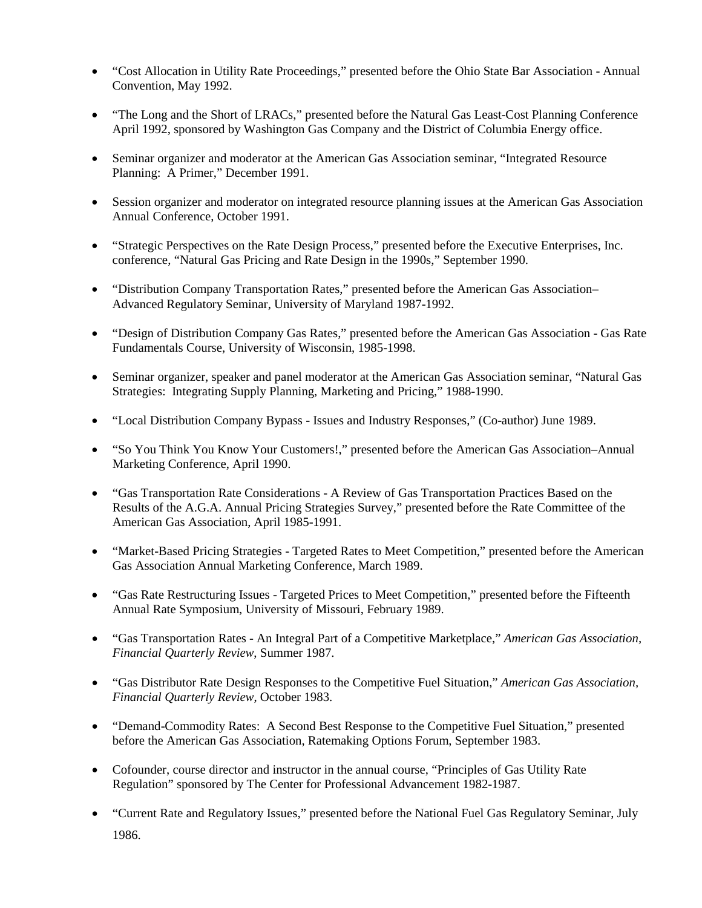- "Cost Allocation in Utility Rate Proceedings," presented before the Ohio State Bar Association - Annual Convention, May 1992.

- "The Long and the Short of LRACs," presented before the Natural Gas Least-Cost Planning Conference April 1992, sponsored by Washington Gas Company and the District of Columbia Energy office.

- Seminar organizer and moderator at the American Gas Association seminar, "Integrated Resource Planning: A Primer," December 1991.

- Session organizer and moderator on integrated resource planning issues at the American Gas Association Annual Conference, October 1991.

- "Strategic Perspectives on the Rate Design Process," presented before the Executive Enterprises, Inc. conference, "Natural Gas Pricing and Rate Design in the 1990s," September 1990.

- "Distribution Company Transportation Rates," presented before the American Gas Association–Advanced Regulatory Seminar, University of Maryland 1987-1992.

- "Design of Distribution Company Gas Rates," presented before the American Gas Association - Gas Rate Fundamentals Course, University of Wisconsin, 1985-1998.

- Seminar organizer, speaker and panel moderator at the American Gas Association seminar, "Natural Gas Strategies: Integrating Supply Planning, Marketing and Pricing," 1988-1990.

- "Local Distribution Company Bypass - Issues and Industry Responses," (Co-author) June 1989.

- "So You Think You Know Your Customers!," presented before the American Gas Association–Annual Marketing Conference, April 1990.

- "Gas Transportation Rate Considerations - A Review of Gas Transportation Practices Based on the Results of the A.G.A. Annual Pricing Strategies Survey," presented before the Rate Committee of the American Gas Association, April 1985-1991.

- "Market-Based Pricing Strategies - Targeted Rates to Meet Competition," presented before the American Gas Association Annual Marketing Conference, March 1989.

- "Gas Rate Restructuring Issues - Targeted Prices to Meet Competition," presented before the Fifteenth Annual Rate Symposium, University of Missouri, February 1989.

- "Gas Transportation Rates - An Integral Part of a Competitive Marketplace," *American Gas Association, Financial Quarterly Review,* Summer 1987.

- "Gas Distributor Rate Design Responses to the Competitive Fuel Situation," *American Gas Association, Financial Quarterly Review*, October 1983.

- "Demand-Commodity Rates: A Second Best Response to the Competitive Fuel Situation," presented before the American Gas Association, Ratemaking Options Forum, September 1983.

- Cofounder, course director and instructor in the annual course, "Principles of Gas Utility Rate Regulation" sponsored by The Center for Professional Advancement 1982-1987.

- "Current Rate and Regulatory Issues," presented before the National Fuel Gas Regulatory Seminar, July 1986.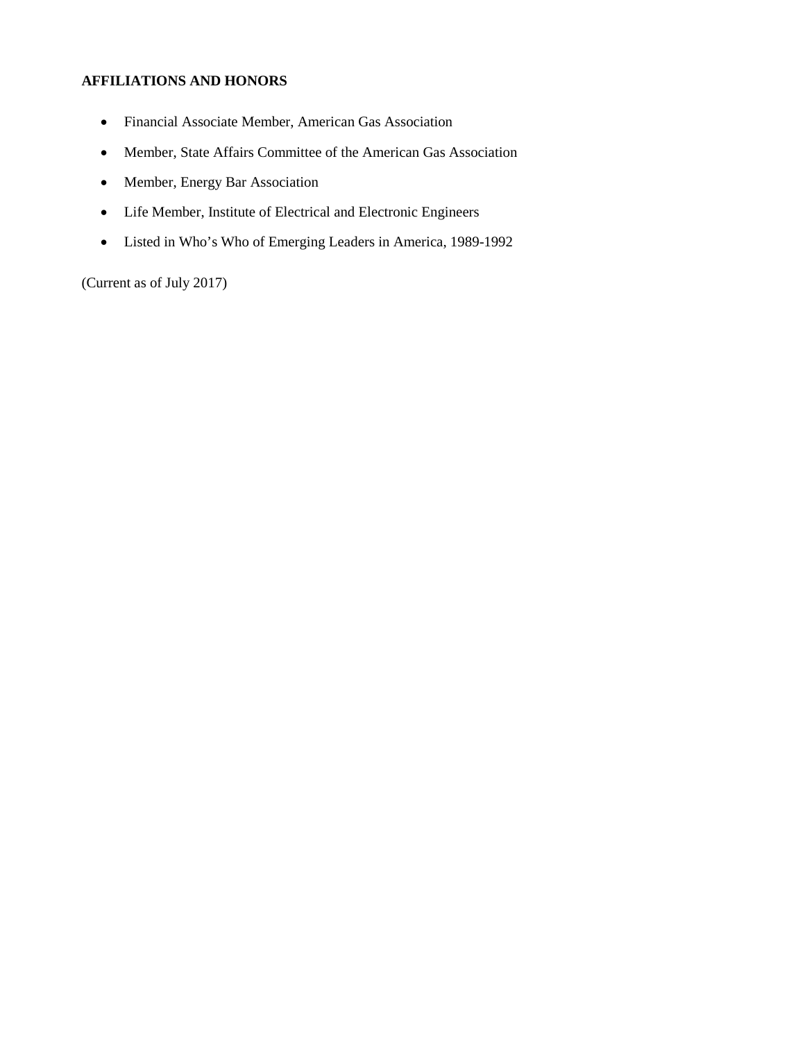**AFFILIATIONS AND HONORS**

- Financial Associate Member, American Gas Association
- Member, State Affairs Committee of the American Gas Association
- Member, Energy Bar Association
- Life Member, Institute of Electrical and Electronic Engineers
- Listed in Who's Who of Emerging Leaders in America, 1989-1992

(Current as of July 2017)